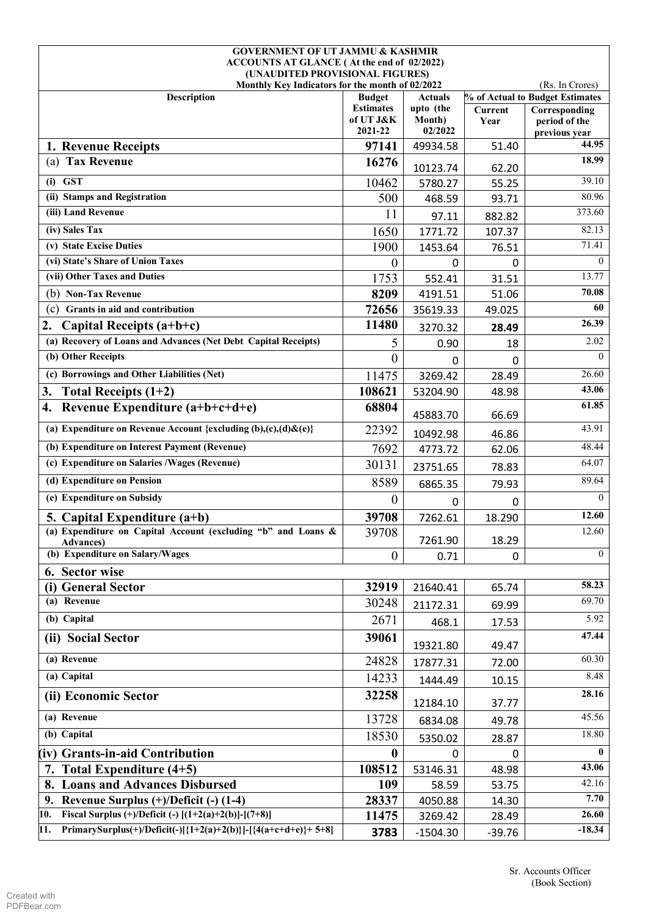**GOVERNMENT OF UT JAMMU & KASHMIR**
**ACCOUNTS AT GLANCE ( At the end of 02/2022)**
**(UNAUDITED PROVISIONAL FIGURES)**
**Monthly Key Indicators for the month of 02/2022**

(Rs. In Crores)

| Description | Budget Estimates of UT J&K 2021-22 | Actuals upto (the Month) 02/2022 | % of Actual to Budget Estimates | |
|---|---|---|---|---|
| | | | Current Year | Corresponding period of the previous year |
| **1. Revenue Receipts** | **97141** | 49934.58 | 51.40 | **44.95** |
| (a) **Tax Revenue** | **16276** | 10123.74 | 62.20 | **18.99** |
| **(i) GST** | 10462 | 5780.27 | 55.25 | 39.10 |
| **(ii) Stamps and Registration** | 500 | 468.59 | 93.71 | 80.96 |
| **(iii) Land Revenue** | 11 | 97.11 | 882.82 | 373.60 |
| **(iv) Sales Tax** | 1650 | 1771.72 | 107.37 | 82.13 |
| **(v) State Excise Duties** | 1900 | 1453.64 | 76.51 | 71.41 |
| **(vi) State's Share of Union Taxes** | 0 | 0 | 0 | 0 |
| **(vii) Other Taxes and Duties** | 1753 | 552.41 | 31.51 | 13.77 |
| (b) **Non-Tax Revenue** | **8209** | 4191.51 | 51.06 | **70.08** |
| (c) **Grants in aid and contribution** | **72656** | 35619.33 | 49.025 | **60** |
| **2. Capital Receipts (a+b+c)** | **11480** | 3270.32 | **28.49** | **26.39** |
| **(a) Recovery of Loans and Advances (Net Debt Capital Receipts)** | 5 | 0.90 | 18 | 2.02 |
| **(b) Other Receipts** | 0 | 0 | 0 | 0 |
| **(c) Borrowings and Other Liabilities (Net)** | 11475 | 3269.42 | 28.49 | 26.60 |
| **3. Total Receipts (1+2)** | **108621** | 53204.90 | 48.98 | **43.06** |
| **4. Revenue Expenditure (a+b+c+d+e)** | **68804** | 45883.70 | 66.69 | **61.85** |
| **(a) Expenditure on Revenue Account {excluding (b),(c),(d)&(e)}** | 22392 | 10492.98 | 46.86 | 43.91 |
| **(b) Expenditure on Interest Payment (Revenue)** | 7692 | 4773.72 | 62.06 | 48.44 |
| **(c) Expenditure on Salaries /Wages (Revenue)** | 30131 | 23751.65 | 78.83 | 64.07 |
| **(d) Expenditure on Pension** | 8589 | 6865.35 | 79.93 | 89.64 |
| **(e) Expenditure on Subsidy** | 0 | 0 | 0 | 0 |
| **5. Capital Expenditure (a+b)** | **39708** | 7262.61 | 18.290 | **12.60** |
| **(a) Expenditure on Capital Account (excluding "b" and Loans & Advances)** | 39708 | 7261.90 | 18.29 | 12.60 |
| **(b) Expenditure on Salary/Wages** | 0 | 0.71 | 0 | 0 |
| **6. Sector wise** | | | | |
| **(i) General Sector** | **32919** | 21640.41 | 65.74 | **58.23** |
| **(a) Revenue** | 30248 | 21172.31 | 69.99 | 69.70 |
| **(b) Capital** | 2671 | 468.1 | 17.53 | 5.92 |
| **(ii) Social Sector** | **39061** | 19321.80 | 49.47 | **47.44** |
| **(a) Revenue** | 24828 | 17877.31 | 72.00 | 60.30 |
| **(a) Capital** | 14233 | 1444.49 | 10.15 | 8.48 |
| **(ii) Economic Sector** | **32258** | 12184.10 | 37.77 | **28.16** |
| **(a) Revenue** | 13728 | 6834.08 | 49.78 | 45.56 |
| **(b) Capital** | 18530 | 5350.02 | 28.87 | 18.80 |
| **(iv) Grants-in-aid Contribution** | **0** | 0 | 0 | **0** |
| **7. Total Expenditure (4+5)** | **108512** | 53146.31 | 48.98 | **43.06** |
| **8. Loans and Advances Disbursed** | **109** | 58.59 | 53.75 | 42.16 |
| **9. Revenue Surplus (+)/Deficit (-) (1-4)** | **28337** | 4050.88 | 14.30 | **7.70** |
| **10. Fiscal Surplus (+)/Deficit (-) [(1+2(a)+2(b)]-[(7+8)]** | **11475** | 3269.42 | 28.49 | **26.60** |
| **11. PrimarySurplus(+)/Deficit(-)[{1+2(a)+2(b)}]-[{4(a+c+d+e)}+ 5+8]** | **3783** | -1504.30 | -39.76 | **-18.34** |

Sr. Accounts Officer
(Book Section)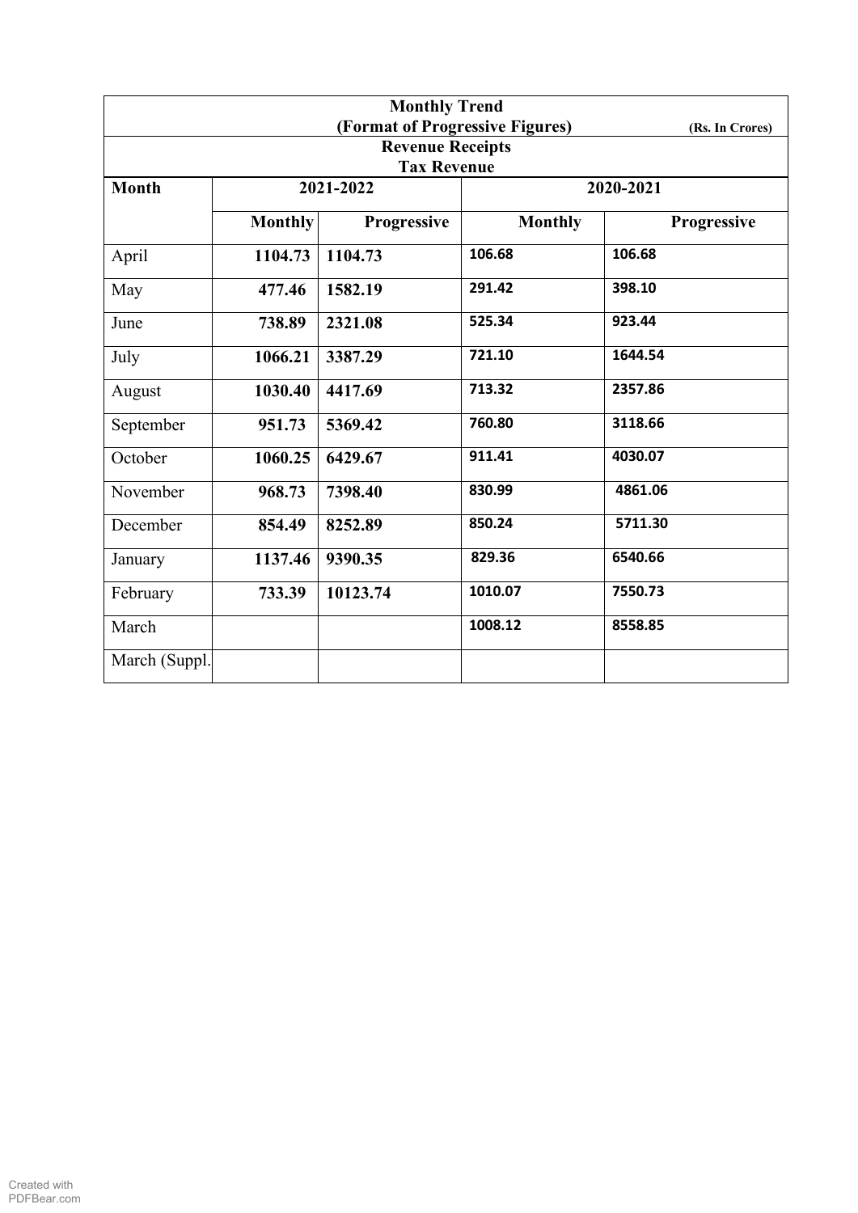| Monthly Trend (Format of Progressive Figures) (Rs. In Crores) | | | | |
|---|---|---|---|---|
| Revenue Receipts<br>Tax Revenue | | | | |
| **Month** | **2021-2022** | | **2020-2021** | |
| | **Monthly** | **Progressive** | **Monthly** | **Progressive** |
| April | **1104.73** | **1104.73** | **106.68** | **106.68** |
| May | **477.46** | **1582.19** | **291.42** | **398.10** |
| June | **738.89** | **2321.08** | **525.34** | **923.44** |
| July | **1066.21** | **3387.29** | **721.10** | **1644.54** |
| August | **1030.40** | **4417.69** | **713.32** | **2357.86** |
| September | **951.73** | **5369.42** | **760.80** | **3118.66** |
| October | **1060.25** | **6429.67** | **911.41** | **4030.07** |
| November | **968.73** | **7398.40** | **830.99** | **4861.06** |
| December | **854.49** | **8252.89** | **850.24** | **5711.30** |
| January | **1137.46** | **9390.35** | **829.36** | **6540.66** |
| February | **733.39** | **10123.74** | **1010.07** | **7550.73** |
| March | | | **1008.12** | **8558.85** |
| March (Suppl. | | | | |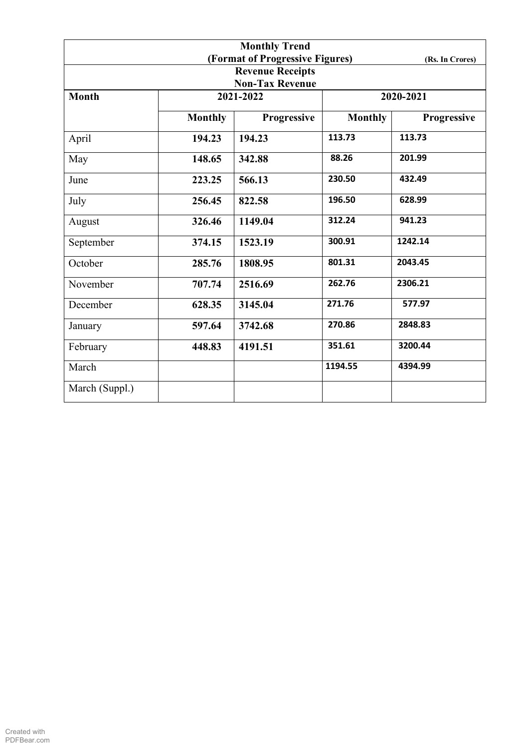| Monthly Trend (Format of Progressive Figures) (Rs. In Crores) | | | | |
|---|---|---|---|---|
| **Revenue Receipts Non-Tax Revenue** | | | | |
| **Month** | **2021-2022** | | **2020-2021** | |
| | **Monthly** | **Progressive** | **Monthly** | **Progressive** |
| April | **194.23** | **194.23** | **113.73** | **113.73** |
| May | **148.65** | **342.88** | **88.26** | **201.99** |
| June | **223.25** | **566.13** | **230.50** | **432.49** |
| July | **256.45** | **822.58** | **196.50** | **628.99** |
| August | **326.46** | **1149.04** | **312.24** | **941.23** |
| September | **374.15** | **1523.19** | **300.91** | **1242.14** |
| October | **285.76** | **1808.95** | **801.31** | **2043.45** |
| November | **707.74** | **2516.69** | **262.76** | **2306.21** |
| December | **628.35** | **3145.04** | **271.76** | **577.97** |
| January | **597.64** | **3742.68** | **270.86** | **2848.83** |
| February | **448.83** | **4191.51** | **351.61** | **3200.44** |
| March | | | **1194.55** | **4394.99** |
| March (Suppl.) | | | | |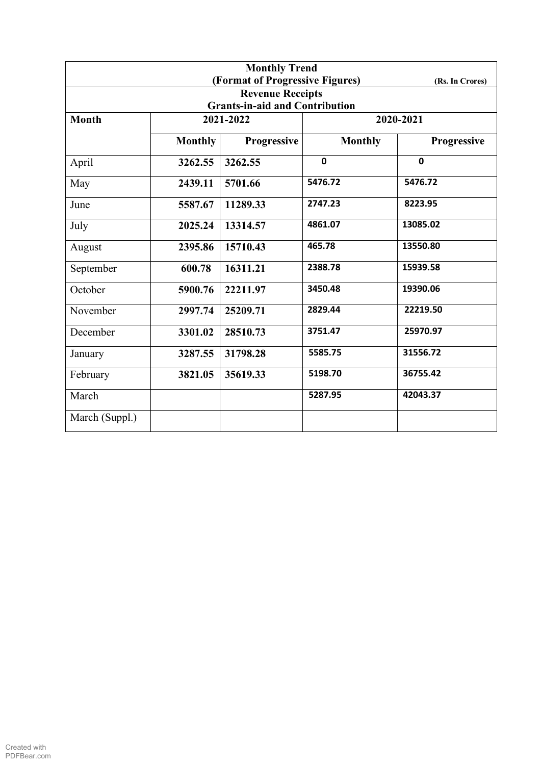**Monthly Trend**
**(Format of Progressive Figures)** **(Rs. In Crores)**

**Revenue Receipts**
**Grants-in-aid and Contribution**

| Month | 2021-2022 | | 2020-2021 | |
|---|---|---|---|---|
| | Monthly | Progressive | Monthly | Progressive |
| April | 3262.55 | 3262.55 | 0 | 0 |
| May | 2439.11 | 5701.66 | 5476.72 | 5476.72 |
| June | 5587.67 | 11289.33 | 2747.23 | 8223.95 |
| July | 2025.24 | 13314.57 | 4861.07 | 13085.02 |
| August | 2395.86 | 15710.43 | 465.78 | 13550.80 |
| September | 600.78 | 16311.21 | 2388.78 | 15939.58 |
| October | 5900.76 | 22211.97 | 3450.48 | 19390.06 |
| November | 2997.74 | 25209.71 | 2829.44 | 22219.50 |
| December | 3301.02 | 28510.73 | 3751.47 | 25970.97 |
| January | 3287.55 | 31798.28 | 5585.75 | 31556.72 |
| February | 3821.05 | 35619.33 | 5198.70 | 36755.42 |
| March | | | 5287.95 | 42043.37 |
| March (Suppl.) | | | | |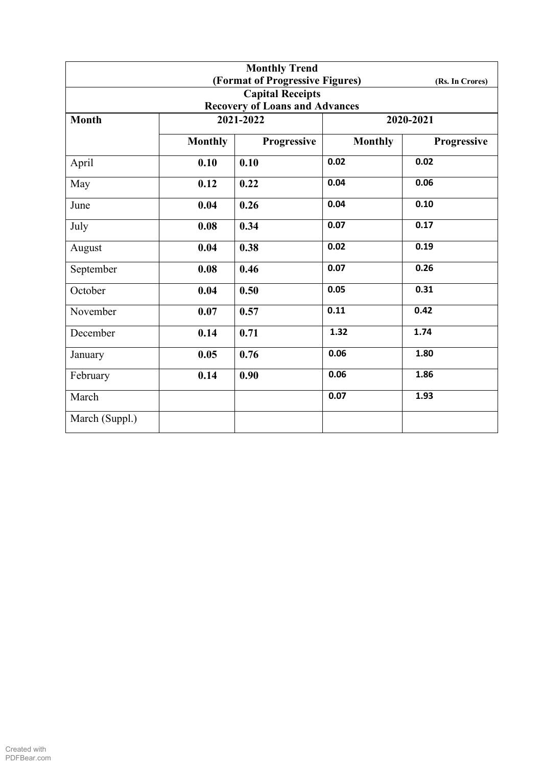| Monthly Trend (Format of Progressive Figures) (Rs. In Crores) | | | | |
|---|---|---|---|---|
| Capital Receipts Recovery of Loans and Advances | | | | |
| **Month** | **2021-2022** | | **2020-2021** | |
| | **Monthly** | **Progressive** | **Monthly** | **Progressive** |
| April | **0.10** | **0.10** | **0.02** | **0.02** |
| May | **0.12** | **0.22** | **0.04** | **0.06** |
| June | **0.04** | **0.26** | **0.04** | **0.10** |
| July | **0.08** | **0.34** | **0.07** | **0.17** |
| August | **0.04** | **0.38** | **0.02** | **0.19** |
| September | **0.08** | **0.46** | **0.07** | **0.26** |
| October | **0.04** | **0.50** | **0.05** | **0.31** |
| November | **0.07** | **0.57** | **0.11** | **0.42** |
| December | **0.14** | **0.71** | **1.32** | **1.74** |
| January | **0.05** | **0.76** | **0.06** | **1.80** |
| February | **0.14** | **0.90** | **0.06** | **1.86** |
| March | | | **0.07** | **1.93** |
| March (Suppl.) | | | | |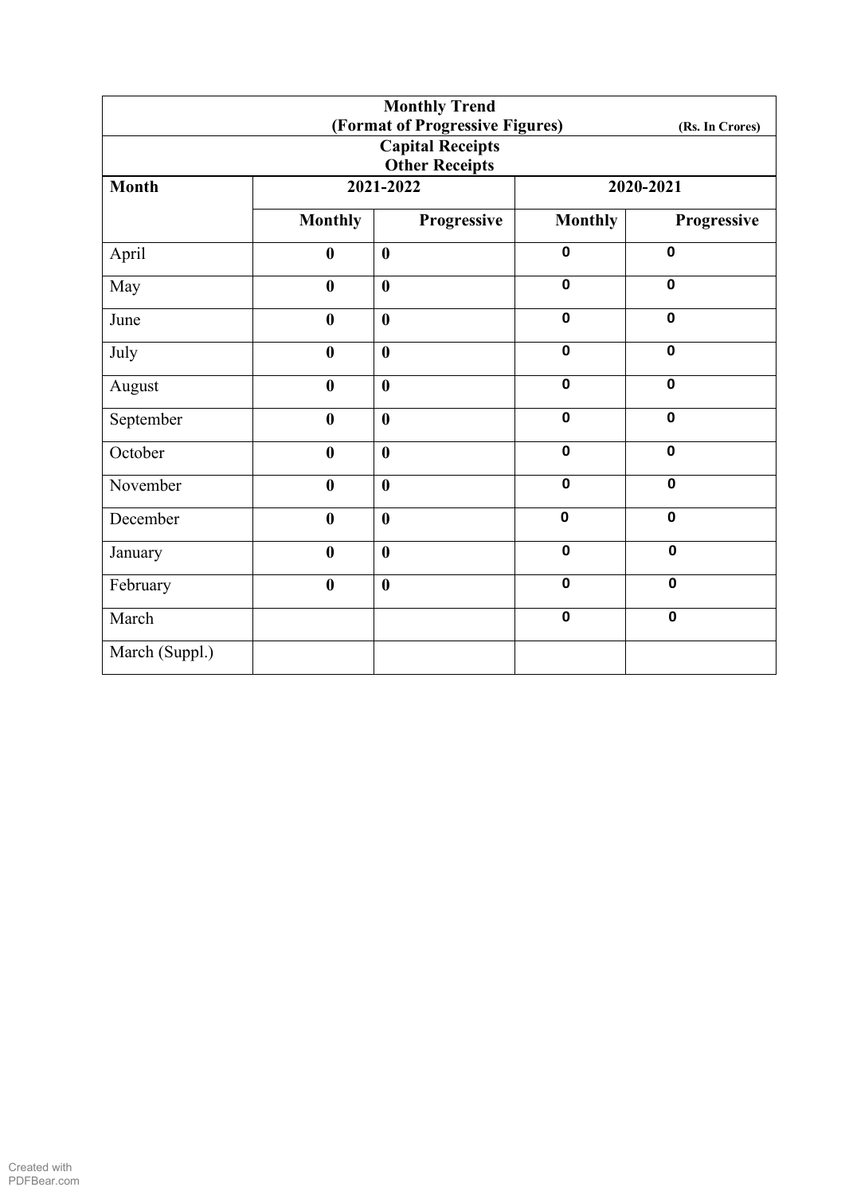| Monthly Trend (Format of Progressive Figures) (Rs. In Crores) | | | | |
|---|---|---|---|---|
| **Capital Receipts Other Receipts** | | | | |
| **Month** | **2021-2022** | | **2020-2021** | |
| | **Monthly** | **Progressive** | **Monthly** | **Progressive** |
| April | **0** | **0** | **0** | **0** |
| May | **0** | **0** | **0** | **0** |
| June | **0** | **0** | **0** | **0** |
| July | **0** | **0** | **0** | **0** |
| August | **0** | **0** | **0** | **0** |
| September | **0** | **0** | **0** | **0** |
| October | **0** | **0** | **0** | **0** |
| November | **0** | **0** | **0** | **0** |
| December | **0** | **0** | **0** | **0** |
| January | **0** | **0** | **0** | **0** |
| February | **0** | **0** | **0** | **0** |
| March | | | **0** | **0** |
| March (Suppl.) | | | | |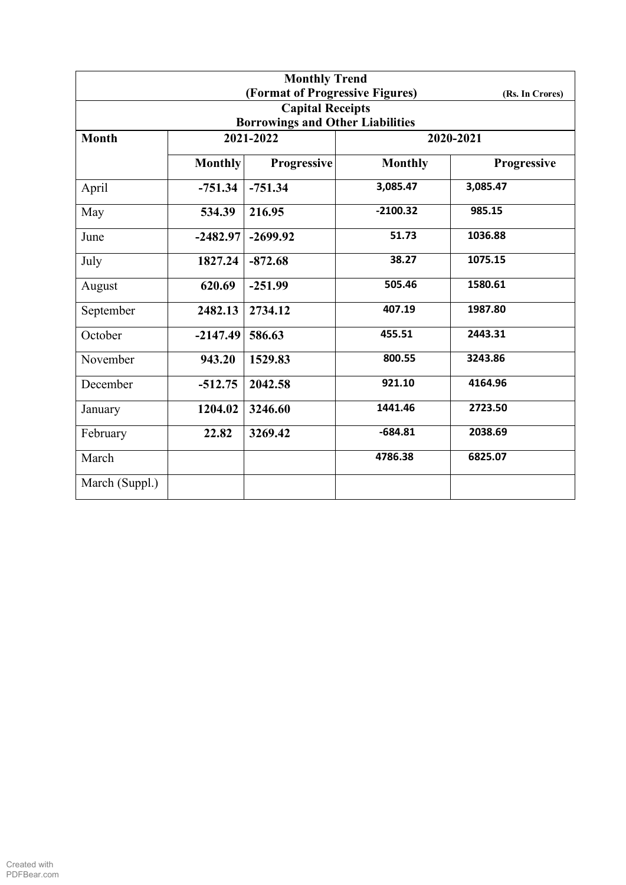| Monthly Trend (Format of Progressive Figures) (Rs. In Crores) | | | | |
|---|---|---|---|---|
| **Capital Receipts Borrowings and Other Liabilities** | | | | |
| **Month** | **2021-2022** | | **2020-2021** | |
| | **Monthly** | **Progressive** | **Monthly** | **Progressive** |
| April | **-751.34** | **-751.34** | **3,085.47** | **3,085.47** |
| May | **534.39** | **216.95** | **-2100.32** | **985.15** |
| June | **-2482.97** | **-2699.92** | **51.73** | **1036.88** |
| July | **1827.24** | **-872.68** | **38.27** | **1075.15** |
| August | **620.69** | **-251.99** | **505.46** | **1580.61** |
| September | **2482.13** | **2734.12** | **407.19** | **1987.80** |
| October | **-2147.49** | **586.63** | **455.51** | **2443.31** |
| November | **943.20** | **1529.83** | **800.55** | **3243.86** |
| December | **-512.75** | **2042.58** | **921.10** | **4164.96** |
| January | **1204.02** | **3246.60** | **1441.46** | **2723.50** |
| February | **22.82** | **3269.42** | **-684.81** | **2038.69** |
| March | | | **4786.38** | **6825.07** |
| March (Suppl.) | | | | |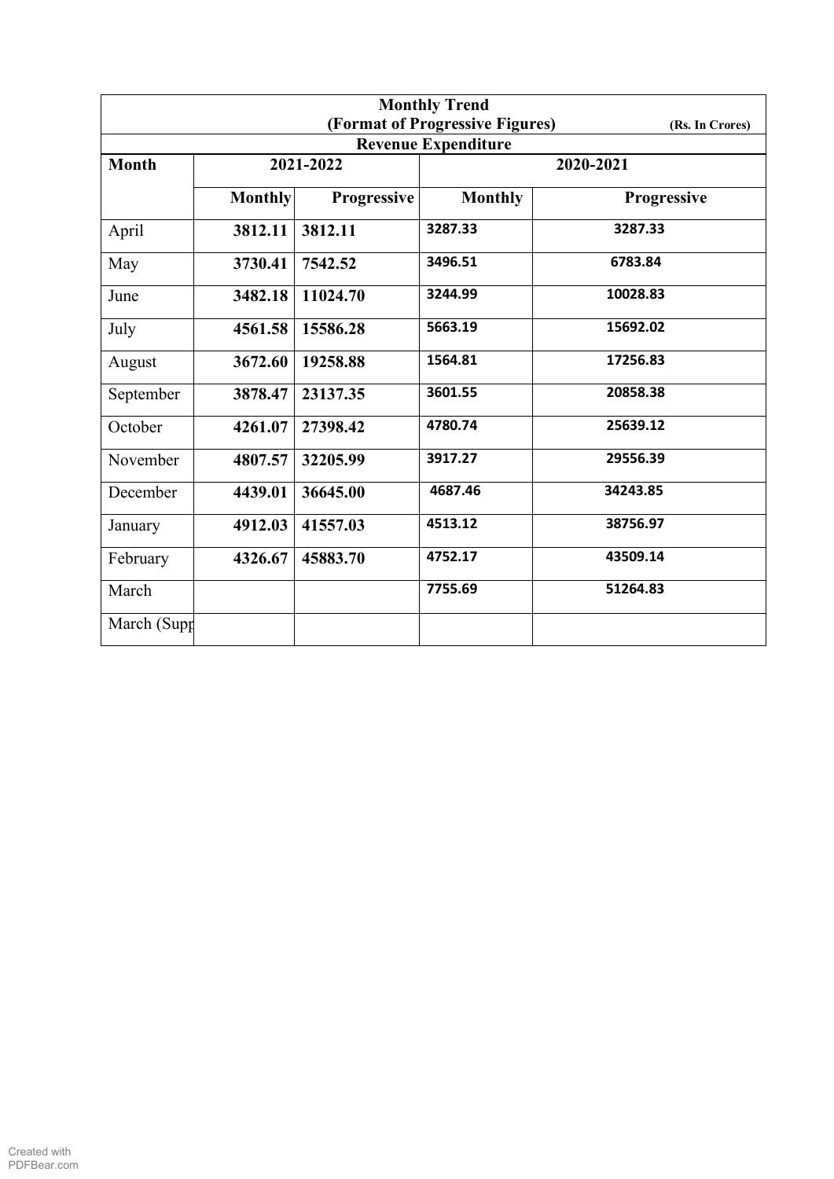| Monthly Trend (Format of Progressive Figures) (Rs. In Crores) | | | | |
|---|---|---|---|---|
| **Revenue Expenditure** | | | | |
| **Month** | **2021-2022** | | **2020-2021** | |
| | **Monthly** | **Progressive** | **Monthly** | **Progressive** |
| April | **3812.11** | **3812.11** | **3287.33** | **3287.33** |
| May | **3730.41** | **7542.52** | **3496.51** | **6783.84** |
| June | **3482.18** | **11024.70** | **3244.99** | **10028.83** |
| July | **4561.58** | **15586.28** | **5663.19** | **15692.02** |
| August | **3672.60** | **19258.88** | **1564.81** | **17256.83** |
| September | **3878.47** | **23137.35** | **3601.55** | **20858.38** |
| October | **4261.07** | **27398.42** | **4780.74** | **25639.12** |
| November | **4807.57** | **32205.99** | **3917.27** | **29556.39** |
| December | **4439.01** | **36645.00** | **4687.46** | **34243.85** |
| January | **4912.03** | **41557.03** | **4513.12** | **38756.97** |
| February | **4326.67** | **45883.70** | **4752.17** | **43509.14** |
| March | | | **7755.69** | **51264.83** |
| March (Supp | | | | |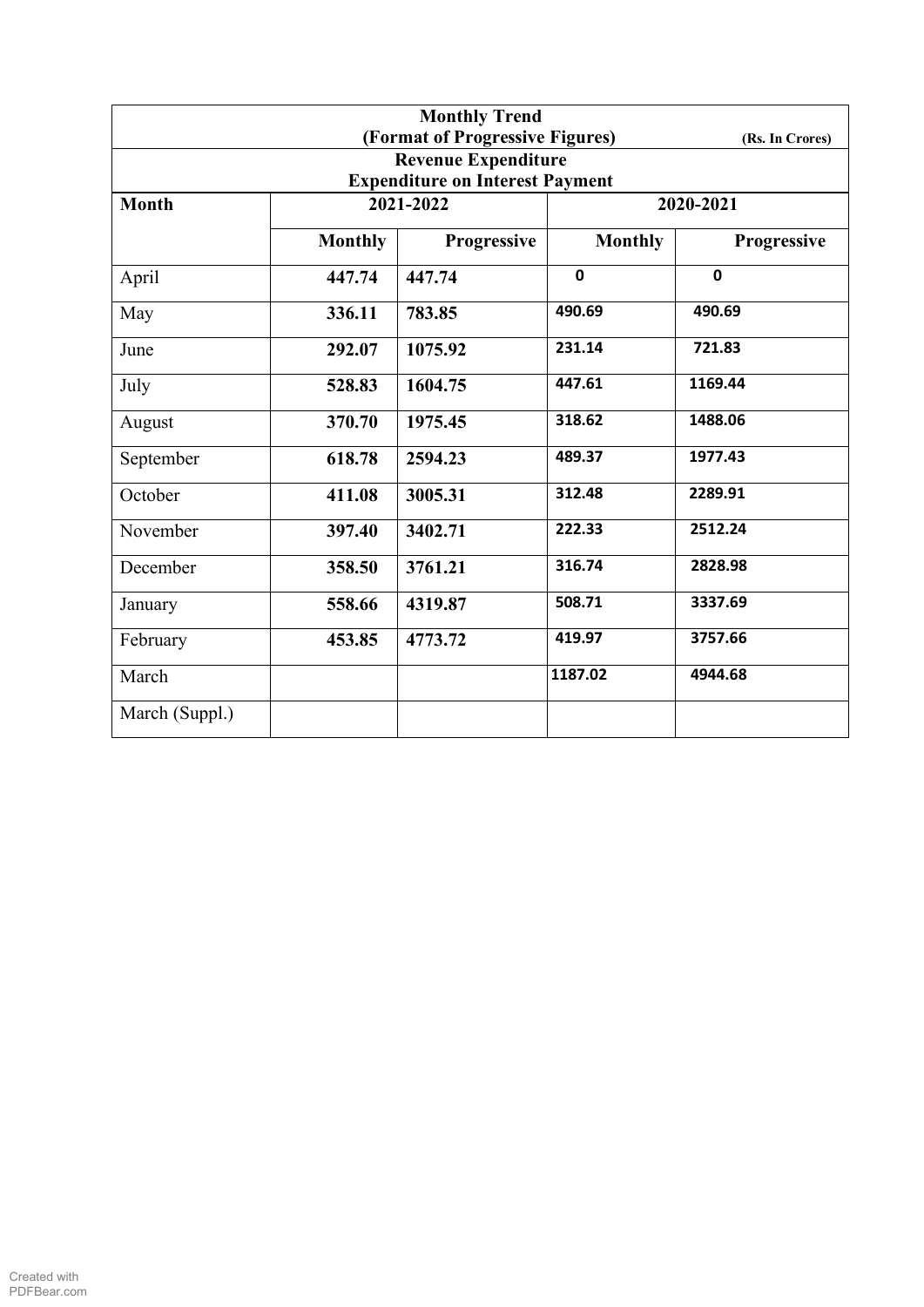| Monthly Trend (Format of Progressive Figures) (Rs. In Crores) | | | | |
|---|---|---|---|---|
| **Revenue Expenditure** **Expenditure on Interest Payment** | | | | |
| **Month** | **2021-2022** | | **2020-2021** | |
| | **Monthly** | **Progressive** | **Monthly** | **Progressive** |
| April | **447.74** | **447.74** | **0** | **0** |
| May | **336.11** | **783.85** | **490.69** | **490.69** |
| June | **292.07** | **1075.92** | **231.14** | **721.83** |
| July | **528.83** | **1604.75** | **447.61** | **1169.44** |
| August | **370.70** | **1975.45** | **318.62** | **1488.06** |
| September | **618.78** | **2594.23** | **489.37** | **1977.43** |
| October | **411.08** | **3005.31** | **312.48** | **2289.91** |
| November | **397.40** | **3402.71** | **222.33** | **2512.24** |
| December | **358.50** | **3761.21** | **316.74** | **2828.98** |
| January | **558.66** | **4319.87** | **508.71** | **3337.69** |
| February | **453.85** | **4773.72** | **419.97** | **3757.66** |
| March | | | **1187.02** | **4944.68** |
| March (Suppl.) | | | | |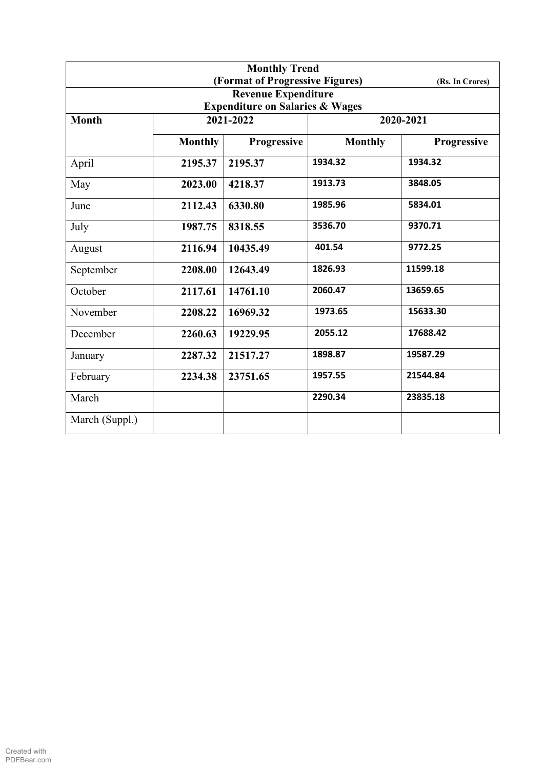| Monthly Trend (Format of Progressive Figures) (Rs. In Crores) | | | | |
|---|---|---|---|---|
| **Revenue Expenditure** **Expenditure on Salaries & Wages** | | | | |
| **Month** | **2021-2022** | | **2020-2021** | |
| | **Monthly** | **Progressive** | **Monthly** | **Progressive** |
| April | **2195.37** | **2195.37** | **1934.32** | **1934.32** |
| May | **2023.00** | **4218.37** | **1913.73** | **3848.05** |
| June | **2112.43** | **6330.80** | **1985.96** | **5834.01** |
| July | **1987.75** | **8318.55** | **3536.70** | **9370.71** |
| August | **2116.94** | **10435.49** | **401.54** | **9772.25** |
| September | **2208.00** | **12643.49** | **1826.93** | **11599.18** |
| October | **2117.61** | **14761.10** | **2060.47** | **13659.65** |
| November | **2208.22** | **16969.32** | **1973.65** | **15633.30** |
| December | **2260.63** | **19229.95** | **2055.12** | **17688.42** |
| January | **2287.32** | **21517.27** | **1898.87** | **19587.29** |
| February | **2234.38** | **23751.65** | **1957.55** | **21544.84** |
| March | | | **2290.34** | **23835.18** |
| March (Suppl.) | | | | |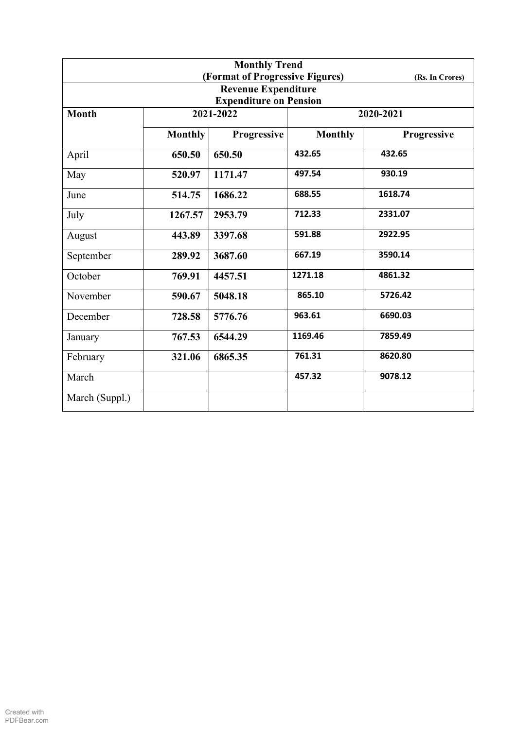**Monthly Trend**
**(Format of Progressive Figures)** **(Rs. In Crores)**

**Revenue Expenditure**
**Expenditure on Pension**

| Month | 2021-2022 | | 2020-2021 | |
|---|---|---|---|---|
| | Monthly | Progressive | Monthly | Progressive |
| April | **650.50** | **650.50** | 432.65 | 432.65 |
| May | **520.97** | **1171.47** | 497.54 | 930.19 |
| June | **514.75** | **1686.22** | 688.55 | 1618.74 |
| July | **1267.57** | **2953.79** | 712.33 | 2331.07 |
| August | **443.89** | **3397.68** | 591.88 | 2922.95 |
| September | **289.92** | **3687.60** | 667.19 | 3590.14 |
| October | **769.91** | **4457.51** | 1271.18 | 4861.32 |
| November | **590.67** | **5048.18** | 865.10 | 5726.42 |
| December | **728.58** | **5776.76** | 963.61 | 6690.03 |
| January | **767.53** | **6544.29** | 1169.46 | 7859.49 |
| February | **321.06** | **6865.35** | 761.31 | 8620.80 |
| March | | | 457.32 | 9078.12 |
| March (Suppl.) | | | | |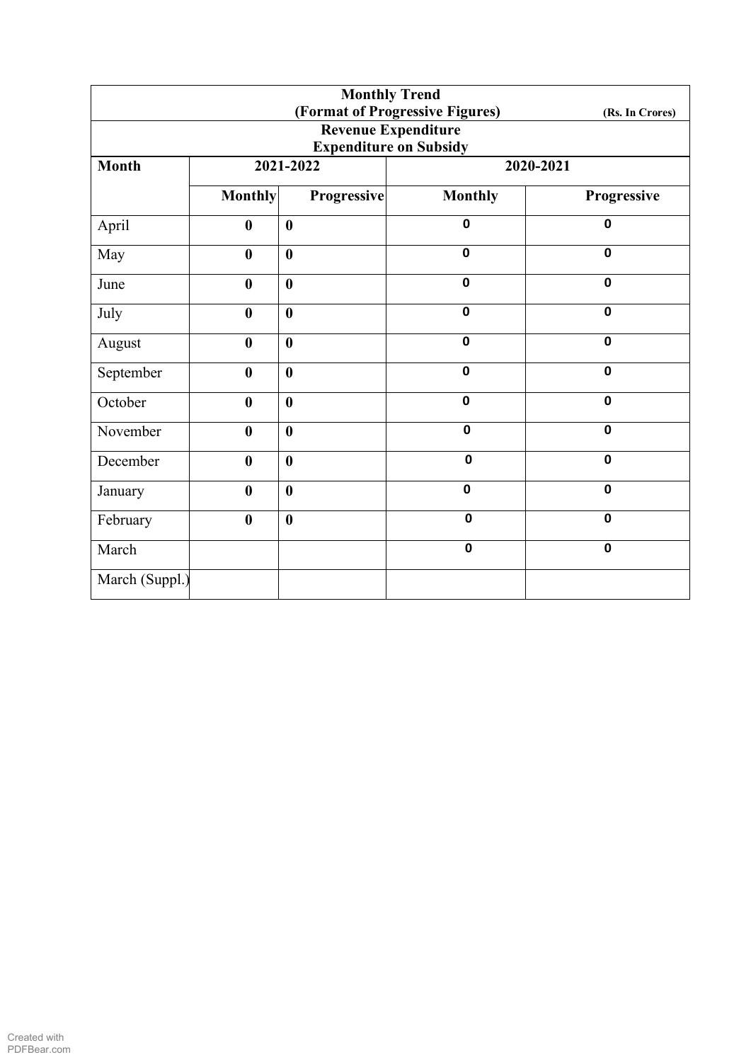| Monthly Trend (Format of Progressive Figures) (Rs. In Crores) | | | | |
|---|---|---|---|---|
| **Revenue Expenditure Expenditure on Subsidy** | | | | |
| **Month** | **2021-2022** | | **2020-2021** | |
| | **Monthly** | **Progressive** | **Monthly** | **Progressive** |
| April | **0** | **0** | **0** | **0** |
| May | **0** | **0** | **0** | **0** |
| June | **0** | **0** | **0** | **0** |
| July | **0** | **0** | **0** | **0** |
| August | **0** | **0** | **0** | **0** |
| September | **0** | **0** | **0** | **0** |
| October | **0** | **0** | **0** | **0** |
| November | **0** | **0** | **0** | **0** |
| December | **0** | **0** | **0** | **0** |
| January | **0** | **0** | **0** | **0** |
| February | **0** | **0** | **0** | **0** |
| March | | | **0** | **0** |
| March (Suppl.) | | | | |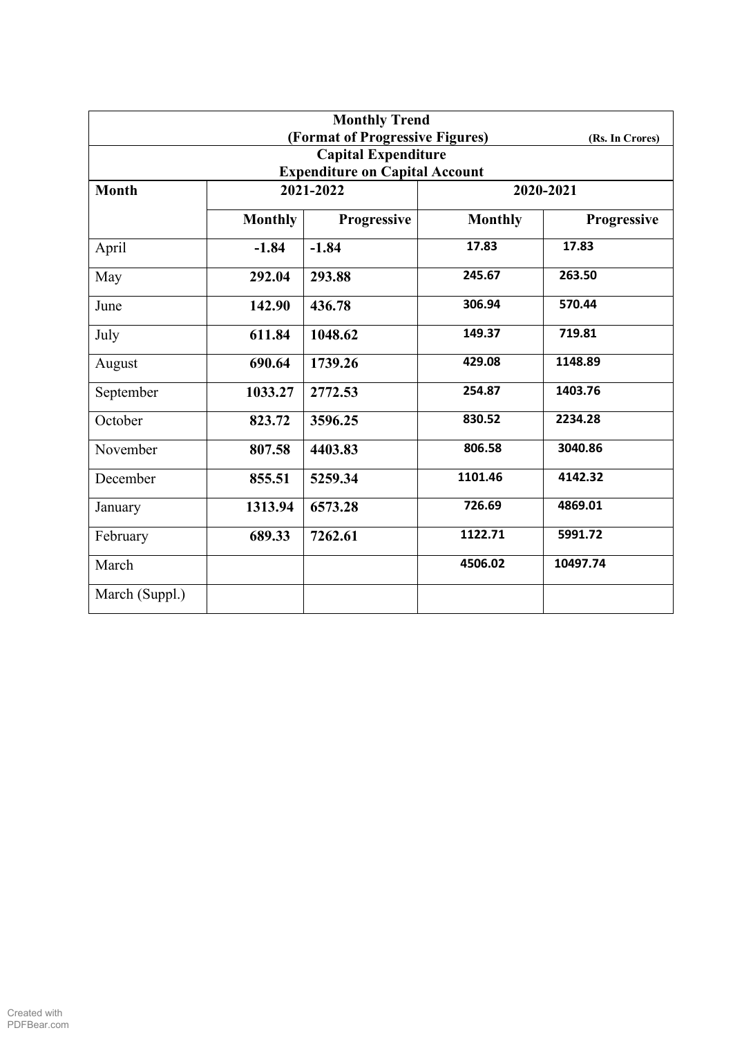| Monthly Trend (Format of Progressive Figures) (Rs. In Crores) | | | | |
|---|---|---|---|---|
| **Capital Expenditure** | | | | |
| **Expenditure on Capital Account** | | | | |
| **Month** | **2021-2022** | | **2020-2021** | |
| | **Monthly** | **Progressive** | **Monthly** | **Progressive** |
| April | **-1.84** | **-1.84** | **17.83** | **17.83** |
| May | **292.04** | **293.88** | **245.67** | **263.50** |
| June | **142.90** | **436.78** | **306.94** | **570.44** |
| July | **611.84** | **1048.62** | **149.37** | **719.81** |
| August | **690.64** | **1739.26** | **429.08** | **1148.89** |
| September | **1033.27** | **2772.53** | **254.87** | **1403.76** |
| October | **823.72** | **3596.25** | **830.52** | **2234.28** |
| November | **807.58** | **4403.83** | **806.58** | **3040.86** |
| December | **855.51** | **5259.34** | **1101.46** | **4142.32** |
| January | **1313.94** | **6573.28** | **726.69** | **4869.01** |
| February | **689.33** | **7262.61** | **1122.71** | **5991.72** |
| March | | | **4506.02** | **10497.74** |
| March (Suppl.) | | | | |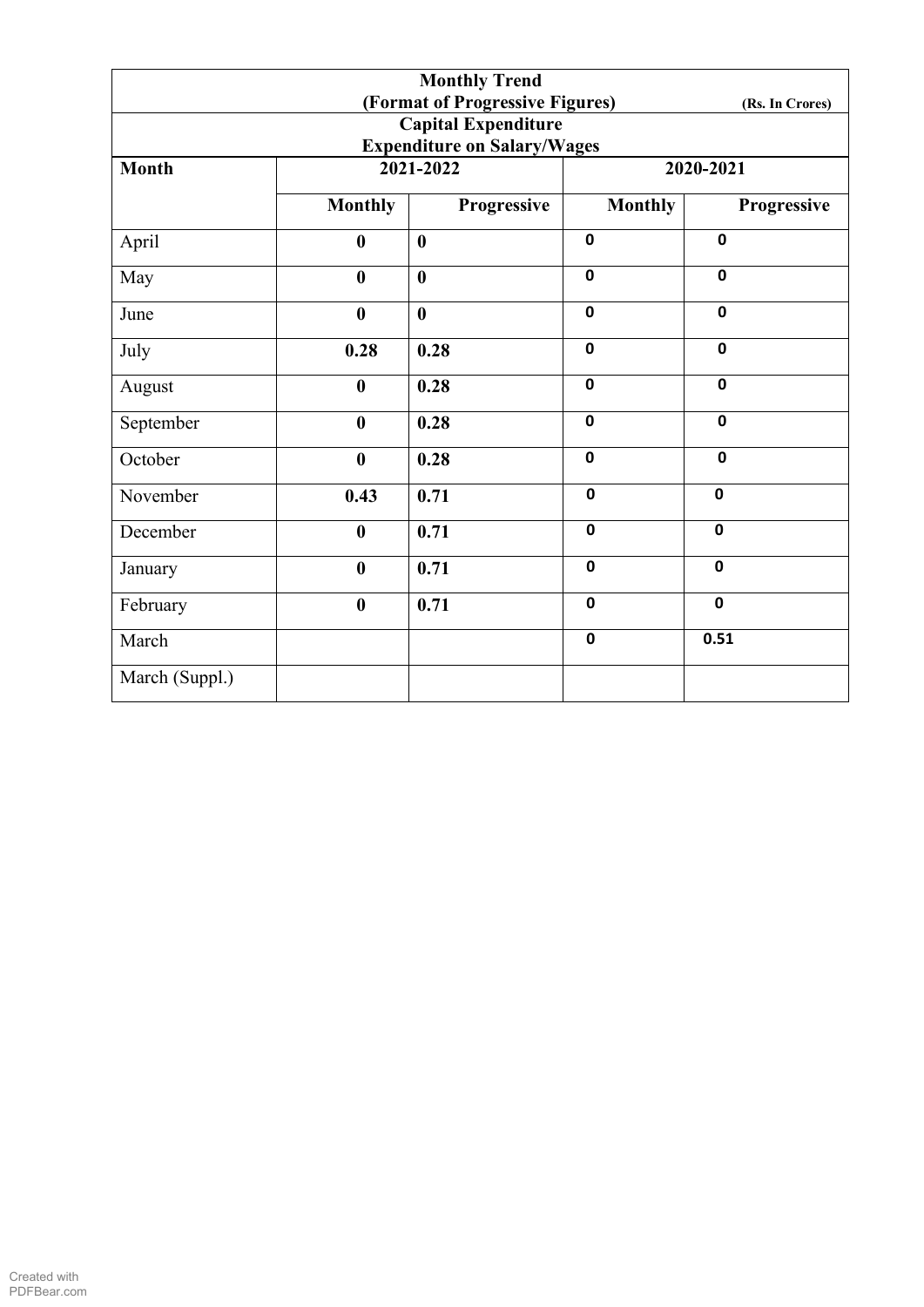| Monthly Trend (Format of Progressive Figures) (Rs. In Crores) | | | | |
|---|---|---|---|---|
| Capital Expenditure Expenditure on Salary/Wages | | | | |
| **Month** | **2021-2022** | | **2020-2021** | |
| | **Monthly** | **Progressive** | **Monthly** | **Progressive** |
| April | **0** | **0** | **0** | **0** |
| May | **0** | **0** | **0** | **0** |
| June | **0** | **0** | **0** | **0** |
| July | **0.28** | **0.28** | **0** | **0** |
| August | **0** | **0.28** | **0** | **0** |
| September | **0** | **0.28** | **0** | **0** |
| October | **0** | **0.28** | **0** | **0** |
| November | **0.43** | **0.71** | **0** | **0** |
| December | **0** | **0.71** | **0** | **0** |
| January | **0** | **0.71** | **0** | **0** |
| February | **0** | **0.71** | **0** | **0** |
| March | | | **0** | **0.51** |
| March (Suppl.) | | | | |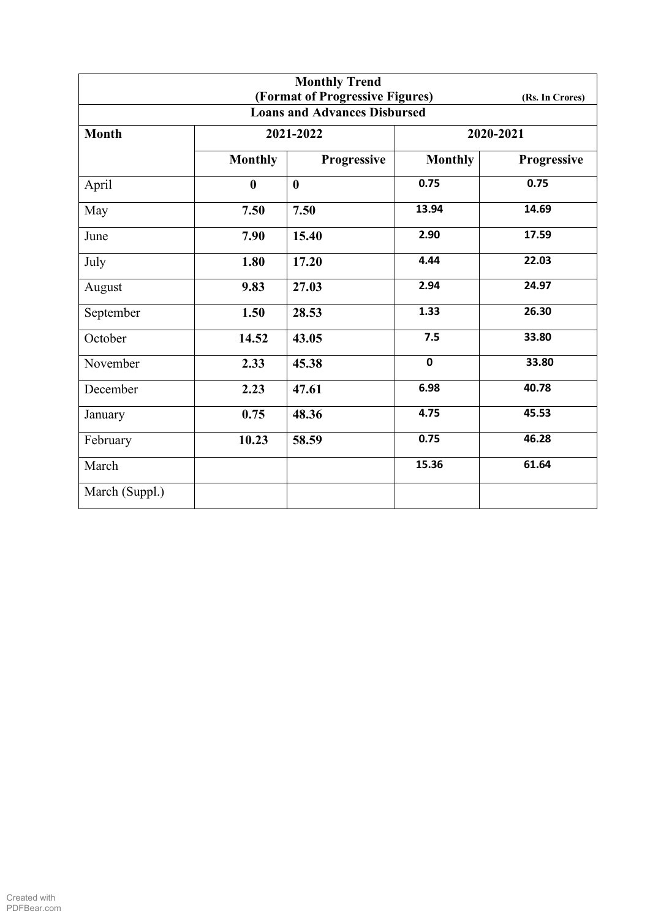**Monthly Trend**
**(Format of Progressive Figures)** **(Rs. In Crores)**

**Loans and Advances Disbursed**

| Month | 2021-2022 | | 2020-2021 | |
|---|---|---|---|---|
| | Monthly | Progressive | Monthly | Progressive |
| April | 0 | 0 | 0.75 | 0.75 |
| May | 7.50 | 7.50 | 13.94 | 14.69 |
| June | 7.90 | 15.40 | 2.90 | 17.59 |
| July | 1.80 | 17.20 | 4.44 | 22.03 |
| August | 9.83 | 27.03 | 2.94 | 24.97 |
| September | 1.50 | 28.53 | 1.33 | 26.30 |
| October | 14.52 | 43.05 | 7.5 | 33.80 |
| November | 2.33 | 45.38 | 0 | 33.80 |
| December | 2.23 | 47.61 | 6.98 | 40.78 |
| January | 0.75 | 48.36 | 4.75 | 45.53 |
| February | 10.23 | 58.59 | 0.75 | 46.28 |
| March | | | 15.36 | 61.64 |
| March (Suppl.) | | | | |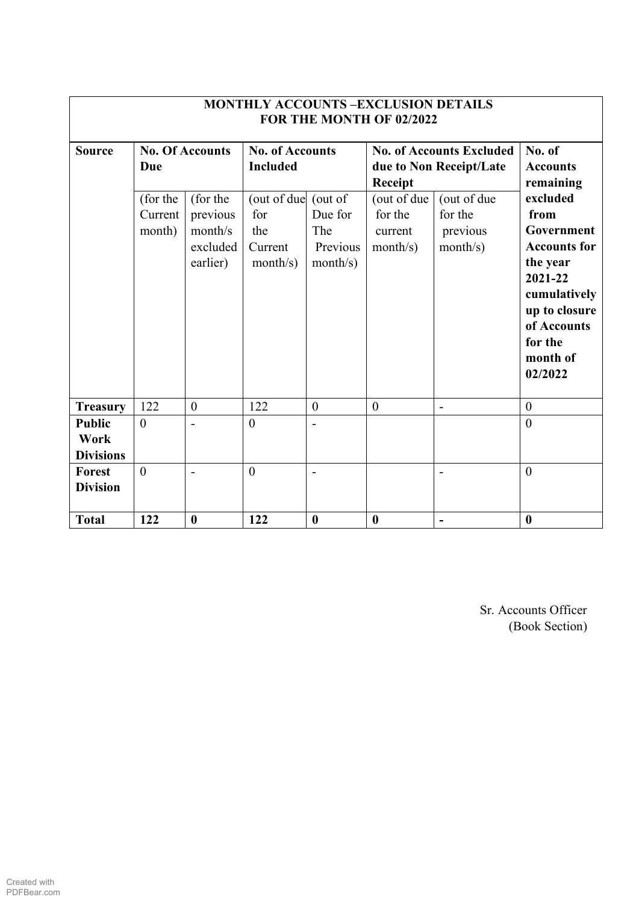## MONTHLY ACCOUNTS –EXCLUSION DETAILS FOR THE MONTH OF 02/2022

| Source | No. Of Accounts Due | | No. of Accounts Included | | No. of Accounts Excluded due to Non Receipt/Late Receipt | | No. of Accounts remaining excluded from Government Accounts for the year 2021-22 cumulatively up to closure of Accounts for the month of 02/2022 |
|---|---|---|---|---|---|---|---|
| | (for the Current month) | (for the previous month/s excluded earlier) | (out of due for the Current month/s) | (out of Due for The Previous month/s) | (out of due for the current month/s) | (out of due for the previous month/s) | |
| **Treasury** | 122 | 0 | 122 | 0 | 0 | - | 0 |
| **Public Work Divisions** | 0 | - | 0 | - | | | 0 |
| **Forest Division** | 0 | - | 0 | - | | - | 0 |
| **Total** | **122** | **0** | **122** | **0** | **0** | **-** | **0** |

Sr. Accounts Officer
(Book Section)